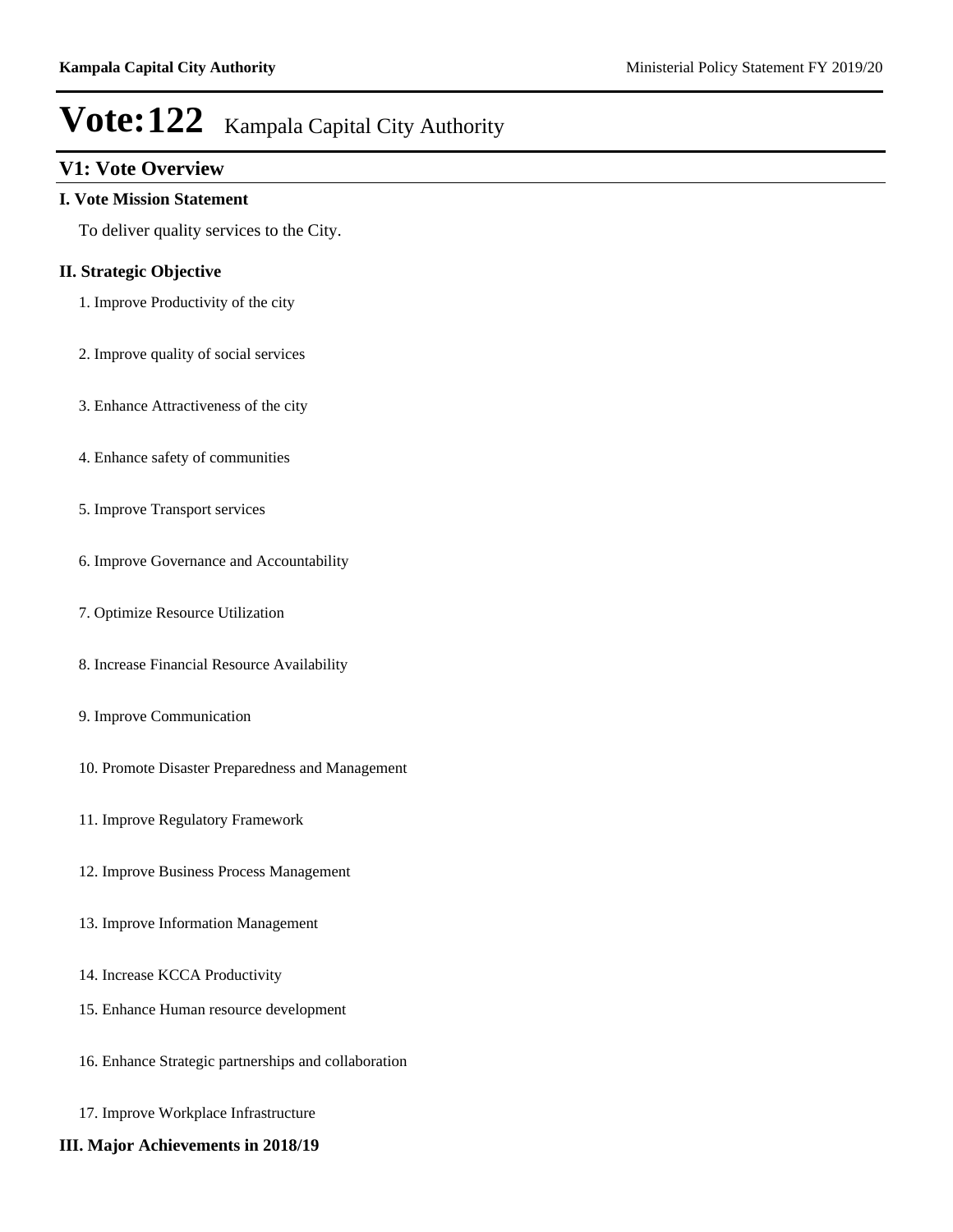# Vote:122 Kampala Capital City Authority

## V1: Vote Overview

### I. Vote Mission Statement

To deliver quality services to the City.

### II. Strategic Objective

1. Improve Productivity of the city
2. Improve quality of social services
3. Enhance Attractiveness of the city
4. Enhance safety of communities
5. Improve Transport services
6. Improve Governance and Accountability
7. Optimize Resource Utilization
8. Increase Financial Resource Availability
9. Improve Communication
10. Promote Disaster Preparedness and Management
11. Improve Regulatory Framework
12. Improve Business Process Management
13. Improve Information Management
14. Increase KCCA Productivity
15. Enhance Human resource development
16. Enhance Strategic partnerships and collaboration
17. Improve Workplace Infrastructure

### III. Major Achievements in 2018/19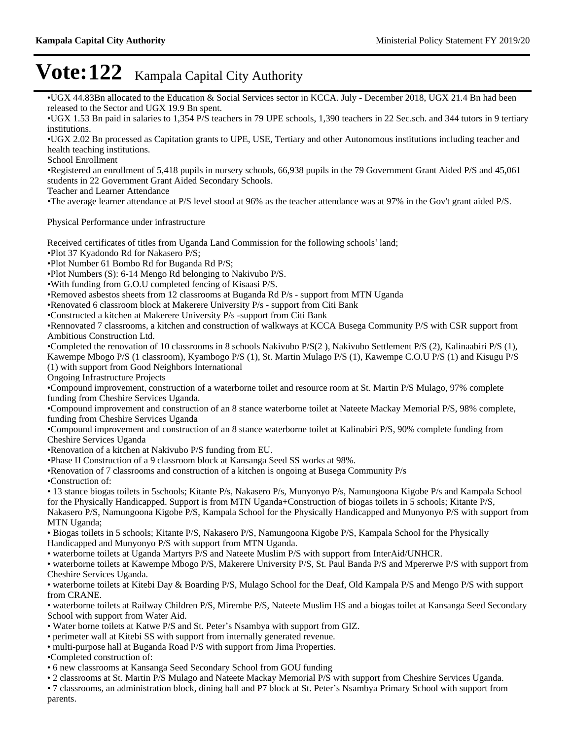# Vote:122 Kampala Capital City Authority

•UGX 44.83Bn allocated to the Education & Social Services sector in KCCA. July - December 2018, UGX 21.4 Bn had been released to the Sector and UGX 19.9 Bn spent.

•UGX 1.53 Bn paid in salaries to 1,354 P/S teachers in 79 UPE schools, 1,390 teachers in 22 Sec.sch. and 344 tutors in 9 tertiary institutions.

•UGX 2.02 Bn processed as Capitation grants to UPE, USE, Tertiary and other Autonomous institutions including teacher and health teaching institutions.

School Enrollment

•Registered an enrollment of 5,418 pupils in nursery schools, 66,938 pupils in the 79 Government Grant Aided P/S and 45,061 students in 22 Government Grant Aided Secondary Schools.

Teacher and Learner Attendance

•The average learner attendance at P/S level stood at 96% as the teacher attendance was at 97% in the Gov't grant aided P/S.

Physical Performance under infrastructure

Received certificates of titles from Uganda Land Commission for the following schools' land;

•Plot 37 Kyadondo Rd for Nakasero P/S;

•Plot Number 61 Bombo Rd for Buganda Rd P/S;

•Plot Numbers (S): 6-14 Mengo Rd belonging to Nakivubo P/S.

•With funding from G.O.U completed fencing of Kisaasi P/S.

•Removed asbestos sheets from 12 classrooms at Buganda Rd P/s - support from MTN Uganda

•Renovated 6 classroom block at Makerere University P/s - support from Citi Bank

•Constructed a kitchen at Makerere University P/s -support from Citi Bank

•Rennovated 7 classrooms, a kitchen and construction of walkways at KCCA Busega Community P/S with CSR support from Ambitious Construction Ltd.

•Completed the renovation of 10 classrooms in 8 schools Nakivubo P/S(2 ), Nakivubo Settlement P/S (2), Kalinaabiri P/S (1), Kawempe Mbogo P/S (1 classroom), Kyambogo P/S (1), St. Martin Mulago P/S (1), Kawempe C.O.U P/S (1) and Kisugu P/S (1) with support from Good Neighbors International

Ongoing Infrastructure Projects

•Compound improvement, construction of a waterborne toilet and resource room at St. Martin P/S Mulago, 97% complete funding from Cheshire Services Uganda.

•Compound improvement and construction of an 8 stance waterborne toilet at Nateete Mackay Memorial P/S, 98% complete, funding from Cheshire Services Uganda

•Compound improvement and construction of an 8 stance waterborne toilet at Kalinabiri P/S, 90% complete funding from Cheshire Services Uganda

•Renovation of a kitchen at Nakivubo P/S funding from EU.

•Phase II Construction of a 9 classroom block at Kansanga Seed SS works at 98%.

•Renovation of 7 classrooms and construction of a kitchen is ongoing at Busega Community P/s

•Construction of:

• 13 stance biogas toilets in 5schools; Kitante P/s, Nakasero P/s, Munyonyo P/s, Namungoona Kigobe P/s and Kampala School for the Physically Handicapped. Support is from MTN Uganda+Construction of biogas toilets in 5 schools; Kitante P/S, Nakasero P/S, Namungoona Kigobe P/S, Kampala School for the Physically Handicapped and Munyonyo P/S with support from MTN Uganda;

• Biogas toilets in 5 schools; Kitante P/S, Nakasero P/S, Namungoona Kigobe P/S, Kampala School for the Physically Handicapped and Munyonyo P/S with support from MTN Uganda.

• waterborne toilets at Uganda Martyrs P/S and Nateete Muslim P/S with support from InterAid/UNHCR.

• waterborne toilets at Kawempe Mbogo P/S, Makerere University P/S, St. Paul Banda P/S and Mpererwe P/S with support from Cheshire Services Uganda.

• waterborne toilets at Kitebi Day & Boarding P/S, Mulago School for the Deaf, Old Kampala P/S and Mengo P/S with support from CRANE.

• waterborne toilets at Railway Children P/S, Mirembe P/S, Nateete Muslim HS and a biogas toilet at Kansanga Seed Secondary School with support from Water Aid.

• Water borne toilets at Katwe P/S and St. Peter's Nsambya with support from GIZ.

• perimeter wall at Kitebi SS with support from internally generated revenue.

• multi-purpose hall at Buganda Road P/S with support from Jima Properties.

•Completed construction of:

• 6 new classrooms at Kansanga Seed Secondary School from GOU funding

• 2 classrooms at St. Martin P/S Mulago and Nateete Mackay Memorial P/S with support from Cheshire Services Uganda.

• 7 classrooms, an administration block, dining hall and P7 block at St. Peter's Nsambya Primary School with support from parents.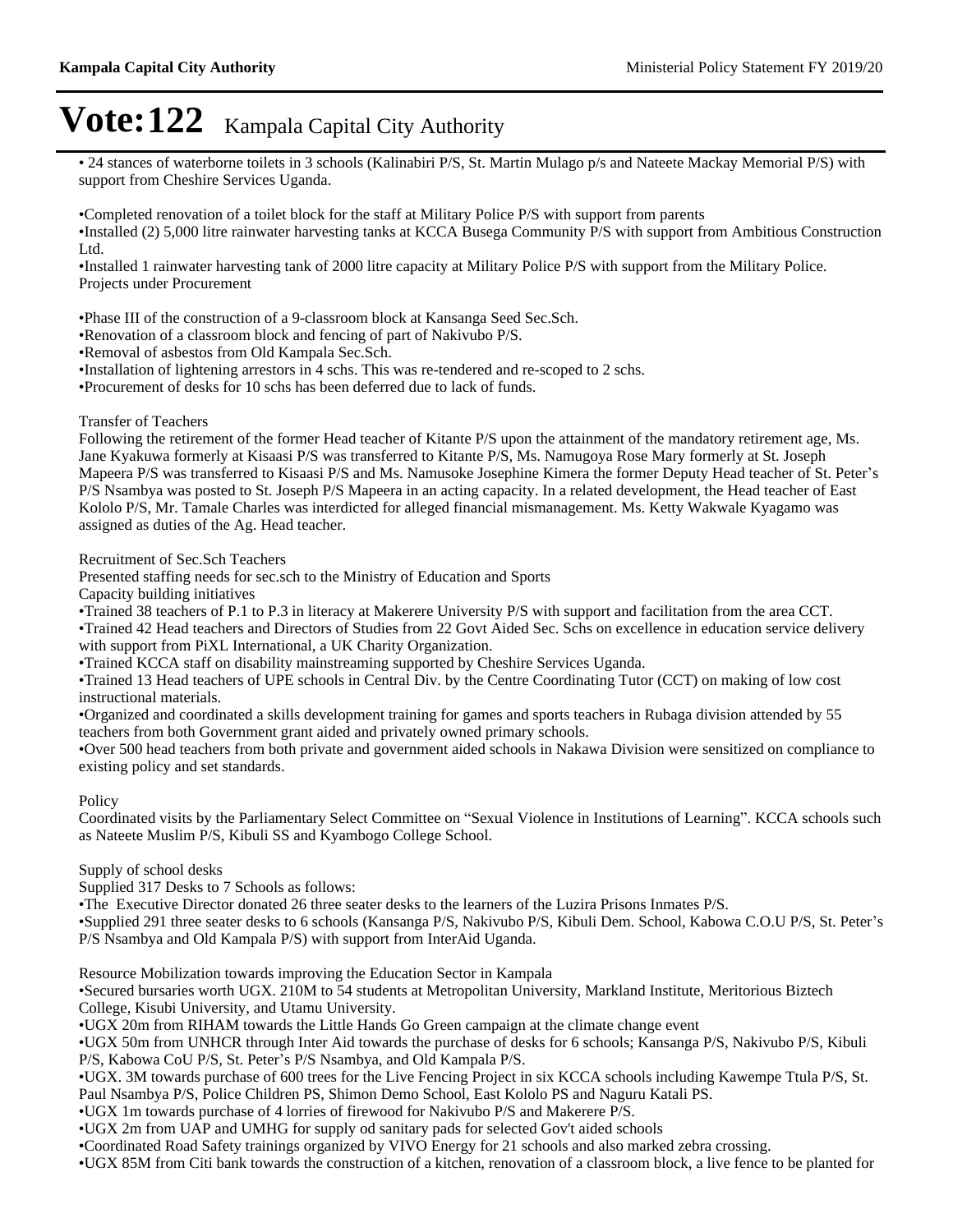# Vote:122 Kampala Capital City Authority

• 24 stances of waterborne toilets in 3 schools (Kalinabiri P/S, St. Martin Mulago p/s and Nateete Mackay Memorial P/S) with support from Cheshire Services Uganda.

•Completed renovation of a toilet block for the staff at Military Police P/S with support from parents
•Installed (2) 5,000 litre rainwater harvesting tanks at KCCA Busega Community P/S with support from Ambitious Construction Ltd.
•Installed 1 rainwater harvesting tank of 2000 litre capacity at Military Police P/S with support from the Military Police.
Projects under Procurement

•Phase III of the construction of a 9-classroom block at Kansanga Seed Sec.Sch.
•Renovation of a classroom block and fencing of part of Nakivubo P/S.
•Removal of asbestos from Old Kampala Sec.Sch.
•Installation of lightening arrestors in 4 schs. This was re-tendered and re-scoped to 2 schs.
•Procurement of desks for 10 schs has been deferred due to lack of funds.

Transfer of Teachers
Following the retirement of the former Head teacher of Kitante P/S upon the attainment of the mandatory retirement age, Ms. Jane Kyakuwa formerly at Kisaasi P/S was transferred to Kitante P/S, Ms. Namugoya Rose Mary formerly at St. Joseph Mapeera P/S was transferred to Kisaasi P/S and Ms. Namusoke Josephine Kimera the former Deputy Head teacher of St. Peter's P/S Nsambya was posted to St. Joseph P/S Mapeera in an acting capacity. In a related development, the Head teacher of East Kololo P/S, Mr. Tamale Charles was interdicted for alleged financial mismanagement. Ms. Ketty Wakwale Kyagamo was assigned as duties of the Ag. Head teacher.

Recruitment of Sec.Sch Teachers
Presented staffing needs for sec.sch to the Ministry of Education and Sports
Capacity building initiatives
•Trained 38 teachers of P.1 to P.3 in literacy at Makerere University P/S with support and facilitation from the area CCT.
•Trained 42 Head teachers and Directors of Studies from 22 Govt Aided Sec. Schs on excellence in education service delivery with support from PiXL International, a UK Charity Organization.
•Trained KCCA staff on disability mainstreaming supported by Cheshire Services Uganda.
•Trained 13 Head teachers of UPE schools in Central Div. by the Centre Coordinating Tutor (CCT) on making of low cost instructional materials.
•Organized and coordinated a skills development training for games and sports teachers in Rubaga division attended by 55 teachers from both Government grant aided and privately owned primary schools.
•Over 500 head teachers from both private and government aided schools in Nakawa Division were sensitized on compliance to existing policy and set standards.

Policy
Coordinated visits by the Parliamentary Select Committee on "Sexual Violence in Institutions of Learning". KCCA schools such as Nateete Muslim P/S, Kibuli SS and Kyambogo College School.

Supply of school desks
Supplied 317 Desks to 7 Schools as follows:
•The Executive Director donated 26 three seater desks to the learners of the Luzira Prisons Inmates P/S.
•Supplied 291 three seater desks to 6 schools (Kansanga P/S, Nakivubo P/S, Kibuli Dem. School, Kabowa C.O.U P/S, St. Peter's P/S Nsambya and Old Kampala P/S) with support from InterAid Uganda.

Resource Mobilization towards improving the Education Sector in Kampala
•Secured bursaries worth UGX. 210M to 54 students at Metropolitan University, Markland Institute, Meritorious Biztech College, Kisubi University, and Utamu University.
•UGX 20m from RIHAM towards the Little Hands Go Green campaign at the climate change event
•UGX 50m from UNHCR through Inter Aid towards the purchase of desks for 6 schools; Kansanga P/S, Nakivubo P/S, Kibuli P/S, Kabowa CoU P/S, St. Peter's P/S Nsambya, and Old Kampala P/S.
•UGX. 3M towards purchase of 600 trees for the Live Fencing Project in six KCCA schools including Kawempe Ttula P/S, St. Paul Nsambya P/S, Police Children PS, Shimon Demo School, East Kololo PS and Naguru Katali PS.
•UGX 1m towards purchase of 4 lorries of firewood for Nakivubo P/S and Makerere P/S.
•UGX 2m from UAP and UMHG for supply od sanitary pads for selected Gov't aided schools
•Coordinated Road Safety trainings organized by VIVO Energy for 21 schools and also marked zebra crossing.
•UGX 85M from Citi bank towards the construction of a kitchen, renovation of a classroom block, a live fence to be planted for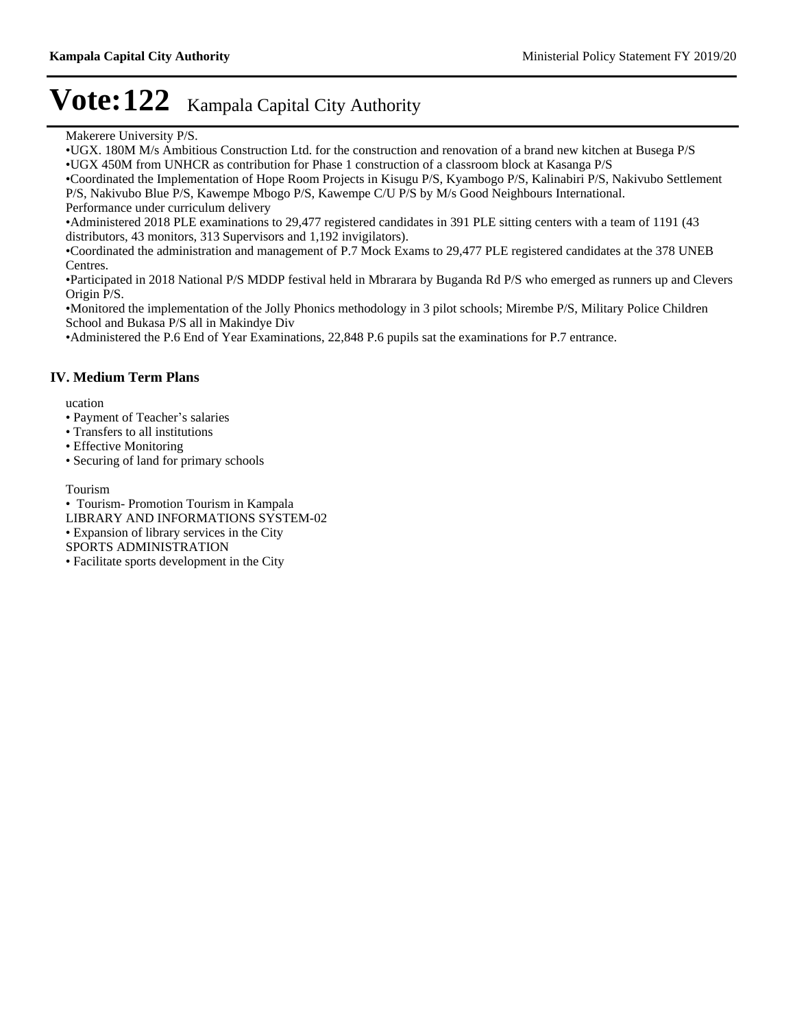# Vote:122 Kampala Capital City Authority

Makerere University P/S.

•UGX. 180M M/s Ambitious Construction Ltd. for the construction and renovation of a brand new kitchen at Busega P/S
•UGX 450M from UNHCR as contribution for Phase 1 construction of a classroom block at Kasanga P/S
•Coordinated the Implementation of Hope Room Projects in Kisugu P/S, Kyambogo P/S, Kalinabiri P/S, Nakivubo Settlement P/S, Nakivubo Blue P/S, Kawempe Mbogo P/S, Kawempe C/U P/S by M/s Good Neighbours International.
Performance under curriculum delivery
•Administered 2018 PLE examinations to 29,477 registered candidates in 391 PLE sitting centers with a team of 1191 (43 distributors, 43 monitors, 313 Supervisors and 1,192 invigilators).
•Coordinated the administration and management of P.7 Mock Exams to 29,477 PLE registered candidates at the 378 UNEB Centres.
•Participated in 2018 National P/S MDDP festival held in Mbrarara by Buganda Rd P/S who emerged as runners up and Clevers Origin P/S.
•Monitored the implementation of the Jolly Phonics methodology in 3 pilot schools; Mirembe P/S, Military Police Children School and Bukasa P/S all in Makindye Div
•Administered the P.6 End of Year Examinations, 22,848 P.6 pupils sat the examinations for P.7 entrance.

## IV. Medium Term Plans

ucation
• Payment of Teacher's salaries
• Transfers to all institutions
• Effective Monitoring
• Securing of land for primary schools

Tourism
• Tourism- Promotion Tourism in Kampala
LIBRARY AND INFORMATIONS SYSTEM-02
• Expansion of library services in the City
SPORTS ADMINISTRATION
• Facilitate sports development in the City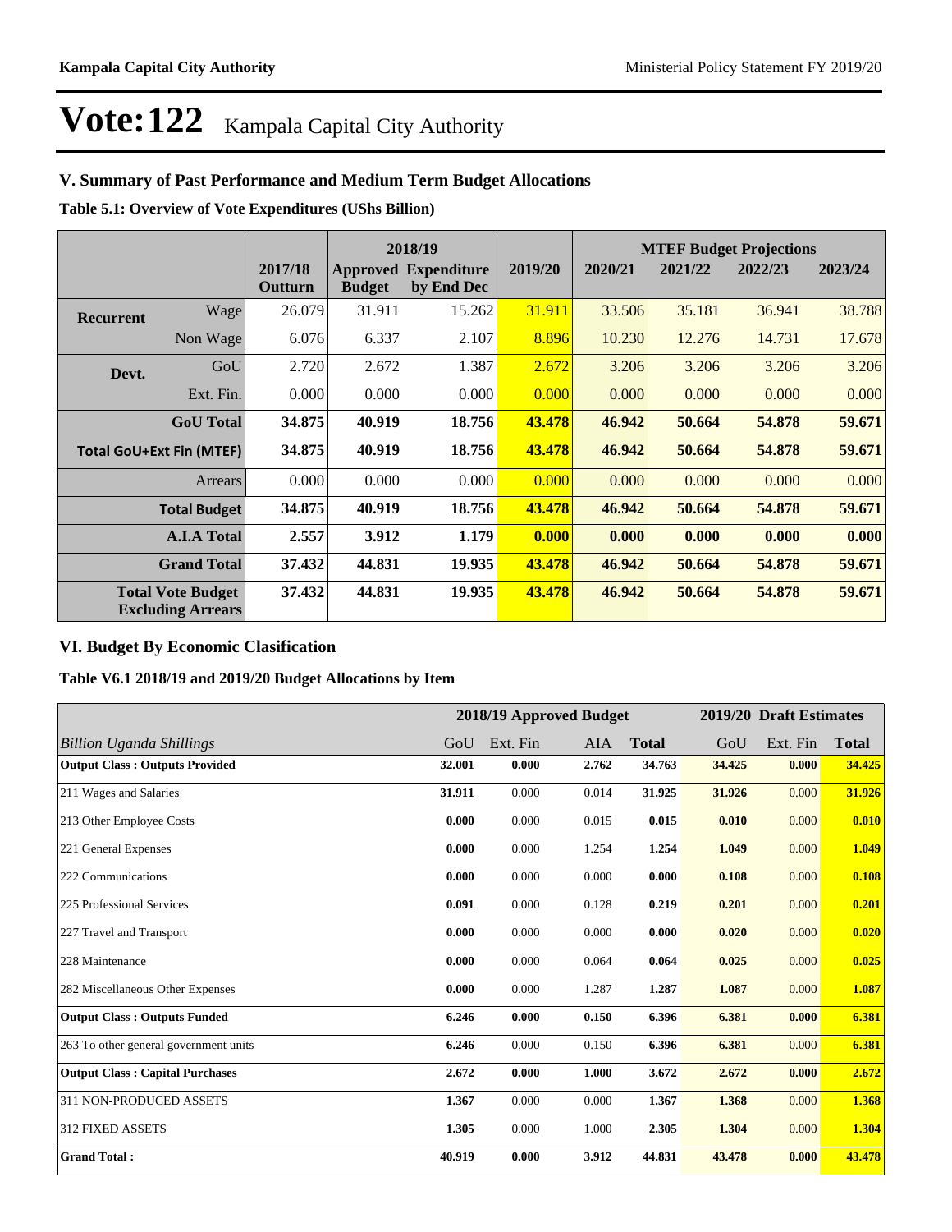# Vote:122 Kampala Capital City Authority

## V. Summary of Past Performance and Medium Term Budget Allocations

**Table 5.1: Overview of Vote Expenditures (UShs Billion)**

| | | | 2018/19 | | | MTEF Budget Projections | | | |
|---|---|---|---|---|---|---|---|---|---|
| | | 2017/18 Outturn | Approved Budget | Expenditure by End Dec | 2019/20 | 2020/21 | 2021/22 | 2022/23 | 2023/24 |
| Recurrent | Wage | 26.079 | 31.911 | 15.262 | 31.911 | 33.506 | 35.181 | 36.941 | 38.788 |
| | Non Wage | 6.076 | 6.337 | 2.107 | 8.896 | 10.230 | 12.276 | 14.731 | 17.678 |
| Devt. | GoU | 2.720 | 2.672 | 1.387 | 2.672 | 3.206 | 3.206 | 3.206 | 3.206 |
| | Ext. Fin. | 0.000 | 0.000 | 0.000 | 0.000 | 0.000 | 0.000 | 0.000 | 0.000 |
| | **GoU Total** | **34.875** | **40.919** | **18.756** | **43.478** | **46.942** | **50.664** | **54.878** | **59.671** |
| **Total GoU+Ext Fin (MTEF)** | | **34.875** | **40.919** | **18.756** | **43.478** | **46.942** | **50.664** | **54.878** | **59.671** |
| | Arrears | 0.000 | 0.000 | 0.000 | 0.000 | 0.000 | 0.000 | 0.000 | 0.000 |
| | **Total Budget** | **34.875** | **40.919** | **18.756** | **43.478** | **46.942** | **50.664** | **54.878** | **59.671** |
| | **A.I.A Total** | **2.557** | **3.912** | **1.179** | **0.000** | **0.000** | **0.000** | **0.000** | **0.000** |
| | **Grand Total** | **37.432** | **44.831** | **19.935** | **43.478** | **46.942** | **50.664** | **54.878** | **59.671** |
| **Total Vote Budget Excluding Arrears** | | **37.432** | **44.831** | **19.935** | **43.478** | **46.942** | **50.664** | **54.878** | **59.671** |

## VI. Budget By Economic Clasification

**Table V6.1 2018/19 and 2019/20 Budget Allocations by Item**

| | 2018/19 Approved Budget | | | | 2019/20 Draft Estimates | | |
|---|---|---|---|---|---|---|---|
| *Billion Uganda Shillings* | GoU | Ext. Fin | AIA | **Total** | GoU | Ext. Fin | **Total** |
| **Output Class : Outputs Provided** | **32.001** | **0.000** | **2.762** | **34.763** | **34.425** | **0.000** | **34.425** |
| 211 Wages and Salaries | **31.911** | 0.000 | 0.014 | **31.925** | **31.926** | 0.000 | **31.926** |
| 213 Other Employee Costs | **0.000** | 0.000 | 0.015 | **0.015** | **0.010** | 0.000 | **0.010** |
| 221 General Expenses | **0.000** | 0.000 | 1.254 | **1.254** | **1.049** | 0.000 | **1.049** |
| 222 Communications | **0.000** | 0.000 | 0.000 | **0.000** | **0.108** | 0.000 | **0.108** |
| 225 Professional Services | **0.091** | 0.000 | 0.128 | **0.219** | **0.201** | 0.000 | **0.201** |
| 227 Travel and Transport | **0.000** | 0.000 | 0.000 | **0.000** | **0.020** | 0.000 | **0.020** |
| 228 Maintenance | **0.000** | 0.000 | 0.064 | **0.064** | **0.025** | 0.000 | **0.025** |
| 282 Miscellaneous Other Expenses | **0.000** | 0.000 | 1.287 | **1.287** | **1.087** | 0.000 | **1.087** |
| **Output Class : Outputs Funded** | **6.246** | **0.000** | **0.150** | **6.396** | **6.381** | **0.000** | **6.381** |
| 263 To other general government units | **6.246** | 0.000 | 0.150 | **6.396** | **6.381** | 0.000 | **6.381** |
| **Output Class : Capital Purchases** | **2.672** | **0.000** | **1.000** | **3.672** | **2.672** | **0.000** | **2.672** |
| 311 NON-PRODUCED ASSETS | **1.367** | 0.000 | 0.000 | **1.367** | **1.368** | 0.000 | **1.368** |
| 312 FIXED ASSETS | **1.305** | 0.000 | 1.000 | **2.305** | **1.304** | 0.000 | **1.304** |
| **Grand Total :** | **40.919** | **0.000** | **3.912** | **44.831** | **43.478** | **0.000** | **43.478** |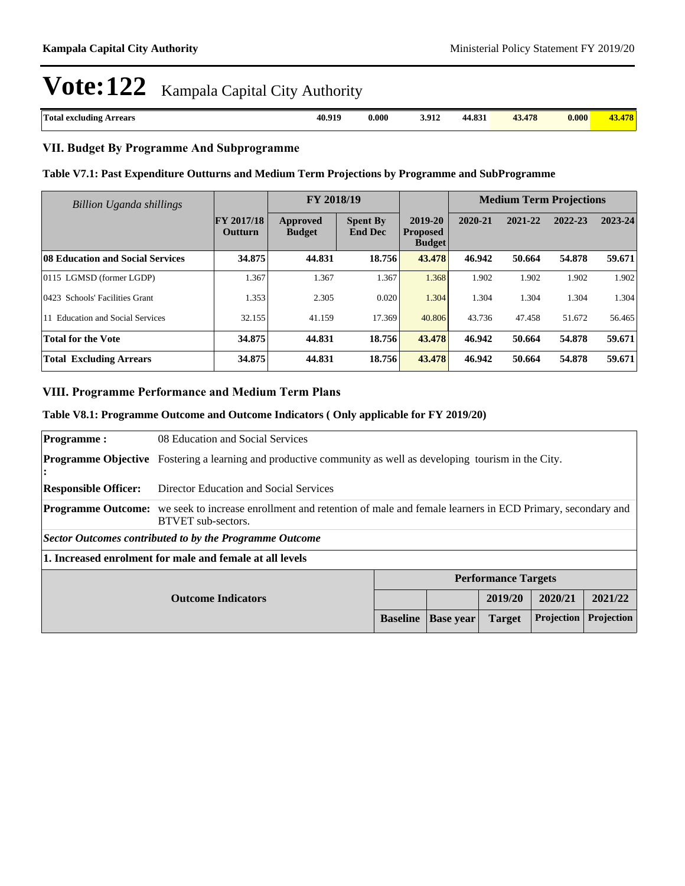# Vote:122 Kampala Capital City Authority

| Total excluding Arrears | 40.919 | 0.000 | 3.912 | 44.831 | 43.478 | 0.000 | 43.478 |
|---|---|---|---|---|---|---|---|

## VII. Budget By Programme And Subprogramme

### Table V7.1: Past Expenditure Outturns and Medium Term Projections by Programme and SubProgramme

| *Billion Uganda shillings* | FY 2017/18 Outturn | FY 2018/19 | | 2019-20 Proposed Budget | Medium Term Projections | | | |
|---|---|---|---|---|---|---|---|---|
| | | Approved Budget | Spent By End Dec | | 2020-21 | 2021-22 | 2022-23 | 2023-24 |
| **08 Education and Social Services** | **34.875** | **44.831** | **18.756** | **43.478** | **46.942** | **50.664** | **54.878** | **59.671** |
| 0115 LGMSD (former LGDP) | 1.367 | 1.367 | 1.367 | 1.368 | 1.902 | 1.902 | 1.902 | 1.902 |
| 0423 Schools' Facilities Grant | 1.353 | 2.305 | 0.020 | 1.304 | 1.304 | 1.304 | 1.304 | 1.304 |
| 11 Education and Social Services | 32.155 | 41.159 | 17.369 | 40.806 | 43.736 | 47.458 | 51.672 | 56.465 |
| **Total for the Vote** | **34.875** | **44.831** | **18.756** | **43.478** | **46.942** | **50.664** | **54.878** | **59.671** |
| **Total Excluding Arrears** | **34.875** | **44.831** | **18.756** | **43.478** | **46.942** | **50.664** | **54.878** | **59.671** |

## VIII. Programme Performance and Medium Term Plans

### Table V8.1: Programme Outcome and Outcome Indicators ( Only applicable for FY 2019/20)

| | |
|---|---|
| **Programme :** | 08 Education and Social Services |
| **Programme Objective :** | Fostering a learning and productive community as well as developing tourism in the City. |
| **Responsible Officer:** | Director Education and Social Services |
| **Programme Outcome:** | we seek to increase enrollment and retention of male and female learners in ECD Primary, secondary and BTVET sub-sectors. |

***Sector Outcomes contributed to by the Programme Outcome***

**1. Increased enrolment for male and female at all levels**

| Outcome Indicators | Performance Targets | | | | |
|---|---|---|---|---|---|
| | | | 2019/20 | 2020/21 | 2021/22 |
| | Baseline | Base year | Target | Projection | Projection |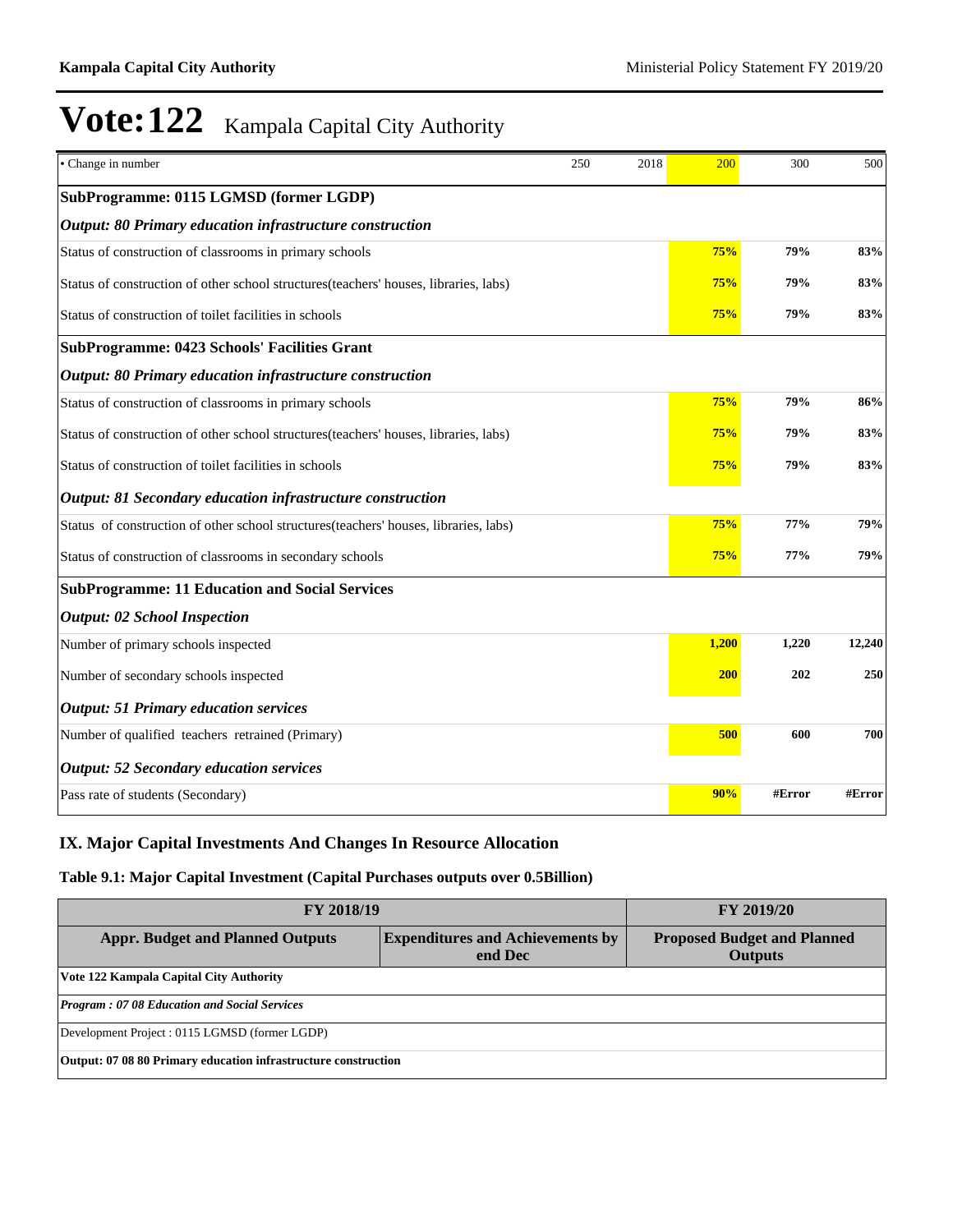# Vote:122 Kampala Capital City Authority

| | | | | | |
|---|---|---|---|---|---|
| • Change in number | 250 | 2018 | 200 | 300 | 500 |
| **SubProgramme: 0115 LGMSD (former LGDP)** | | | | | |
| ***Output: 80 Primary education infrastructure construction*** | | | | | |
| Status of construction of classrooms in primary schools | | | **75%** | **79%** | **83%** |
| Status of construction of other school structures(teachers' houses, libraries, labs) | | | **75%** | **79%** | **83%** |
| Status of construction of toilet facilities in schools | | | **75%** | **79%** | **83%** |
| **SubProgramme: 0423 Schools' Facilities Grant** | | | | | |
| ***Output: 80 Primary education infrastructure construction*** | | | | | |
| Status of construction of classrooms in primary schools | | | **75%** | **79%** | **86%** |
| Status of construction of other school structures(teachers' houses, libraries, labs) | | | **75%** | **79%** | **83%** |
| Status of construction of toilet facilities in schools | | | **75%** | **79%** | **83%** |
| ***Output: 81 Secondary education infrastructure construction*** | | | | | |
| Status of construction of other school structures(teachers' houses, libraries, labs) | | | **75%** | **77%** | **79%** |
| Status of construction of classrooms in secondary schools | | | **75%** | **77%** | **79%** |
| **SubProgramme: 11 Education and Social Services** | | | | | |
| ***Output: 02 School Inspection*** | | | | | |
| Number of primary schools inspected | | | **1,200** | **1,220** | **12,240** |
| Number of secondary schools inspected | | | **200** | **202** | **250** |
| ***Output: 51 Primary education services*** | | | | | |
| Number of qualified teachers retrained (Primary) | | | **500** | **600** | **700** |
| ***Output: 52 Secondary education services*** | | | | | |
| Pass rate of students (Secondary) | | | **90%** | **#Error** | **#Error** |

## IX. Major Capital Investments And Changes In Resource Allocation

### Table 9.1: Major Capital Investment (Capital Purchases outputs over 0.5Billion)

| FY 2018/19 | | FY 2019/20 |
|---|---|---|
| **Appr. Budget and Planned Outputs** | **Expenditures and Achievements by end Dec** | **Proposed Budget and Planned Outputs** |
| **Vote 122 Kampala Capital City Authority** | | |
| ***Program : 07 08 Education and Social Services*** | | |
| Development Project : 0115 LGMSD (former LGDP) | | |
| **Output: 07 08 80 Primary education infrastructure construction** | | |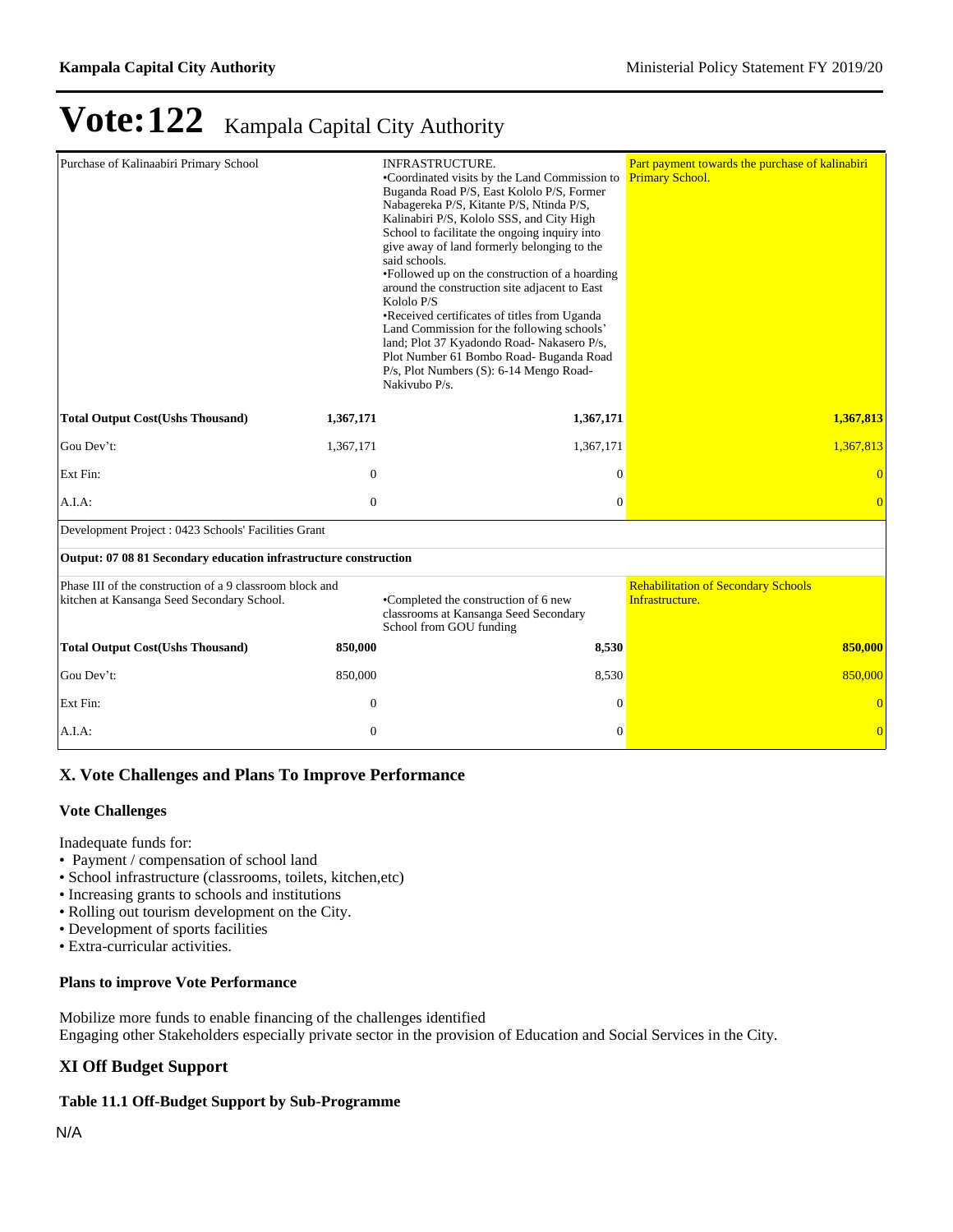# Vote:122 Kampala Capital City Authority

| | | | |
|---|---|---|---|
| Purchase of Kalinaabiri Primary School | | INFRASTRUCTURE.<br>•Coordinated visits by the Land Commission to Buganda Road P/S, East Kololo P/S, Former Nabagereka P/S, Kitante P/S, Ntinda P/S, Kalinabiri P/S, Kololo SSS, and City High School to facilitate the ongoing inquiry into give away of land formerly belonging to the said schools.<br>•Followed up on the construction of a hoarding around the construction site adjacent to East Kololo P/S<br>•Received certificates of titles from Uganda Land Commission for the following schools' land; Plot 37 Kyadondo Road- Nakasero P/s, Plot Number 61 Bombo Road- Buganda Road P/s, Plot Numbers (S): 6-14 Mengo Road- Nakivubo P/s. | Part payment towards the purchase of kalinabiri Primary School. |
| **Total Output Cost(Ushs Thousand)** | **1,367,171** | **1,367,171** | **1,367,813** |
| Gou Dev't: | 1,367,171 | 1,367,171 | 1,367,813 |
| Ext Fin: | 0 | 0 | 0 |
| A.I.A: | 0 | 0 | 0 |
| Development Project : 0423 Schools' Facilities Grant | | | |
| **Output: 07 08 81 Secondary education infrastructure construction** | | | |
| Phase III of the construction of a 9 classroom block and kitchen at Kansanga Seed Secondary School. | | •Completed the construction of 6 new classrooms at Kansanga Seed Secondary School from GOU funding | Rehabilitation of Secondary Schools Infrastructure. |
| **Total Output Cost(Ushs Thousand)** | **850,000** | **8,530** | **850,000** |
| Gou Dev't: | 850,000 | 8,530 | 850,000 |
| Ext Fin: | 0 | 0 | 0 |
| A.I.A: | 0 | 0 | 0 |

## X. Vote Challenges and Plans To Improve Performance

### Vote Challenges

Inadequate funds for:

- Payment / compensation of school land
- School infrastructure (classrooms, toilets, kitchen,etc)
- Increasing grants to schools and institutions
- Rolling out tourism development on the City.
- Development of sports facilities
- Extra-curricular activities.

### Plans to improve Vote Performance

Mobilize more funds to enable financing of the challenges identified
Engaging other Stakeholders especially private sector in the provision of Education and Social Services in the City.

## XI Off Budget Support

### Table 11.1 Off-Budget Support by Sub-Programme

N/A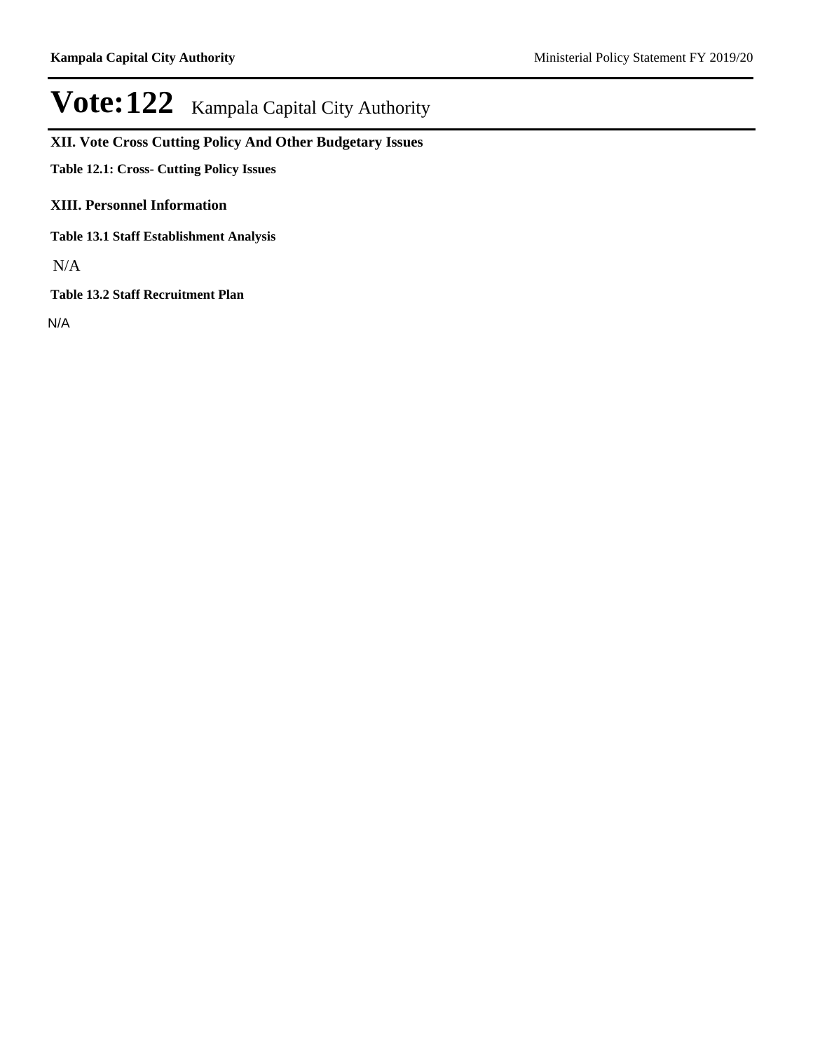# Vote:122 Kampala Capital City Authority

## XII. Vote Cross Cutting Policy And Other Budgetary Issues

**Table 12.1: Cross- Cutting Policy Issues**

## XIII. Personnel Information

**Table 13.1 Staff Establishment Analysis**

N/A

**Table 13.2 Staff Recruitment Plan**

N/A